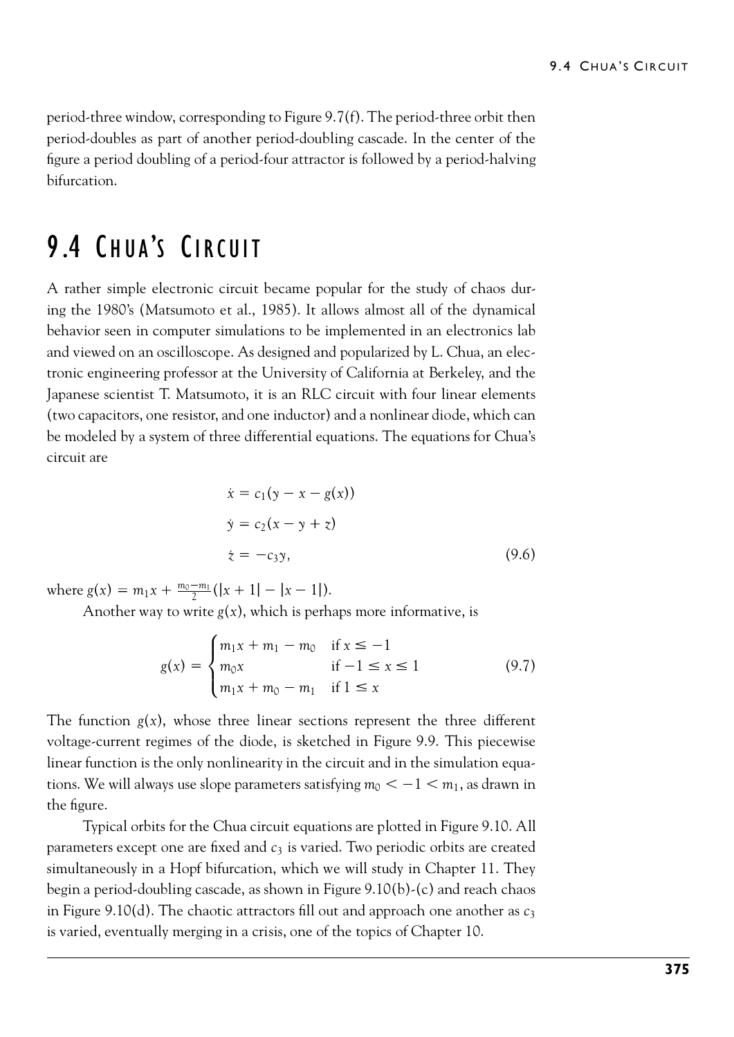period-three window, corresponding to Figure 9.7(f). The period-three orbit then period-doubles as part of another period-doubling cascade. In the center of the figure a period doubling of a period-four attractor is followed by a period-halving bifurcation.

# 9.4 Chua's Circuit

A rather simple electronic circuit became popular for the study of chaos during the 1980's (Matsumoto et al., 1985). It allows almost all of the dynamical behavior seen in computer simulations to be implemented in an electronics lab and viewed on an oscilloscope. As designed and popularized by L. Chua, an electronic engineering professor at the University of California at Berkeley, and the Japanese scientist T. Matsumoto, it is an RLC circuit with four linear elements (two capacitors, one resistor, and one inductor) and a nonlinear diode, which can be modeled by a system of three differential equations. The equations for Chua's circuit are

$$
\begin{aligned}
\dot{x} &= c_1(y - x - g(x)) \\
\dot{y} &= c_2(x - y + z) \\
\dot{z} &= -c_3 y,
\end{aligned}
\tag{9.6}
$$

where $g(x) = m_1 x + \frac{m_0 - m_1}{2}(|x + 1| - |x - 1|)$.

Another way to write $g(x)$, which is perhaps more informative, is

$$
g(x) = \begin{cases} m_1 x + m_1 - m_0 & \text{if } x \leq -1 \\ m_0 x & \text{if } -1 \leq x \leq 1 \\ m_1 x + m_0 - m_1 & \text{if } 1 \leq x \end{cases}
\tag{9.7}
$$

The function $g(x)$, whose three linear sections represent the three different voltage-current regimes of the diode, is sketched in Figure 9.9. This piecewise linear function is the only nonlinearity in the circuit and in the simulation equations. We will always use slope parameters satisfying $m_0 < -1 < m_1$, as drawn in the figure.

Typical orbits for the Chua circuit equations are plotted in Figure 9.10. All parameters except one are fixed and $c_3$ is varied. Two periodic orbits are created simultaneously in a Hopf bifurcation, which we will study in Chapter 11. They begin a period-doubling cascade, as shown in Figure 9.10(b)-(c) and reach chaos in Figure 9.10(d). The chaotic attractors fill out and approach one another as $c_3$ is varied, eventually merging in a crisis, one of the topics of Chapter 10.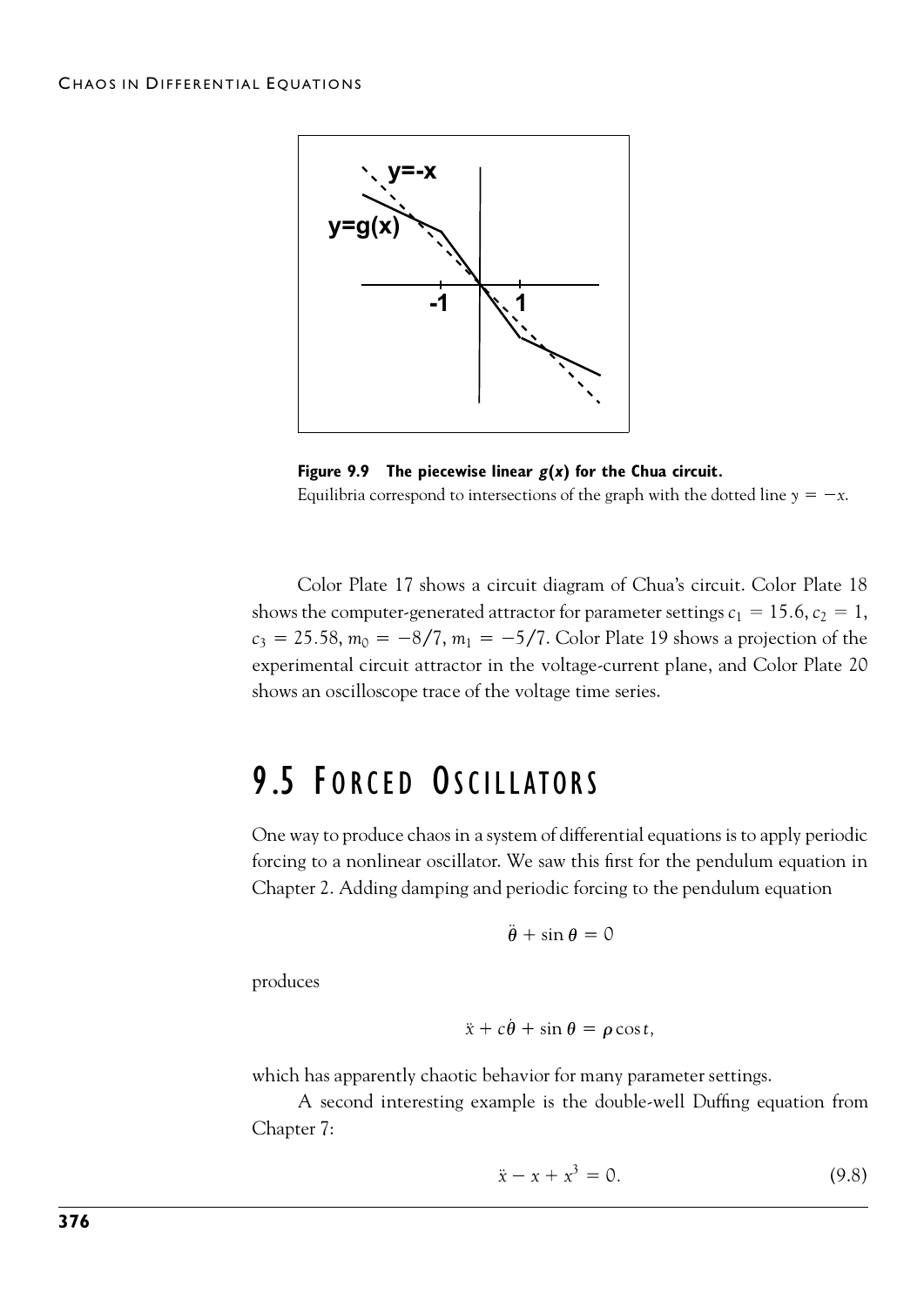**Figure 9.9 The piecewise linear $g(x)$ for the Chua circuit.**
Equilibria correspond to intersections of the graph with the dotted line $y = -x$.

Color Plate 17 shows a circuit diagram of Chua's circuit. Color Plate 18 shows the computer-generated attractor for parameter settings $c_1 = 15.6$, $c_2 = 1$, $c_3 = 25.58$, $m_0 = -8/7$, $m_1 = -5/7$. Color Plate 19 shows a projection of the experimental circuit attractor in the voltage-current plane, and Color Plate 20 shows an oscilloscope trace of the voltage time series.

## 9.5 Forced Oscillators

One way to produce chaos in a system of differential equations is to apply periodic forcing to a nonlinear oscillator. We saw this first for the pendulum equation in Chapter 2. Adding damping and periodic forcing to the pendulum equation

$$\ddot{\theta} + \sin\theta = 0$$

produces

$$\ddot{x} + c\dot{\theta} + \sin\theta = \rho\cos t,$$

which has apparently chaotic behavior for many parameter settings.

A second interesting example is the double-well Duffing equation from Chapter 7:

$$\ddot{x} - x + x^3 = 0. \tag{9.8}$$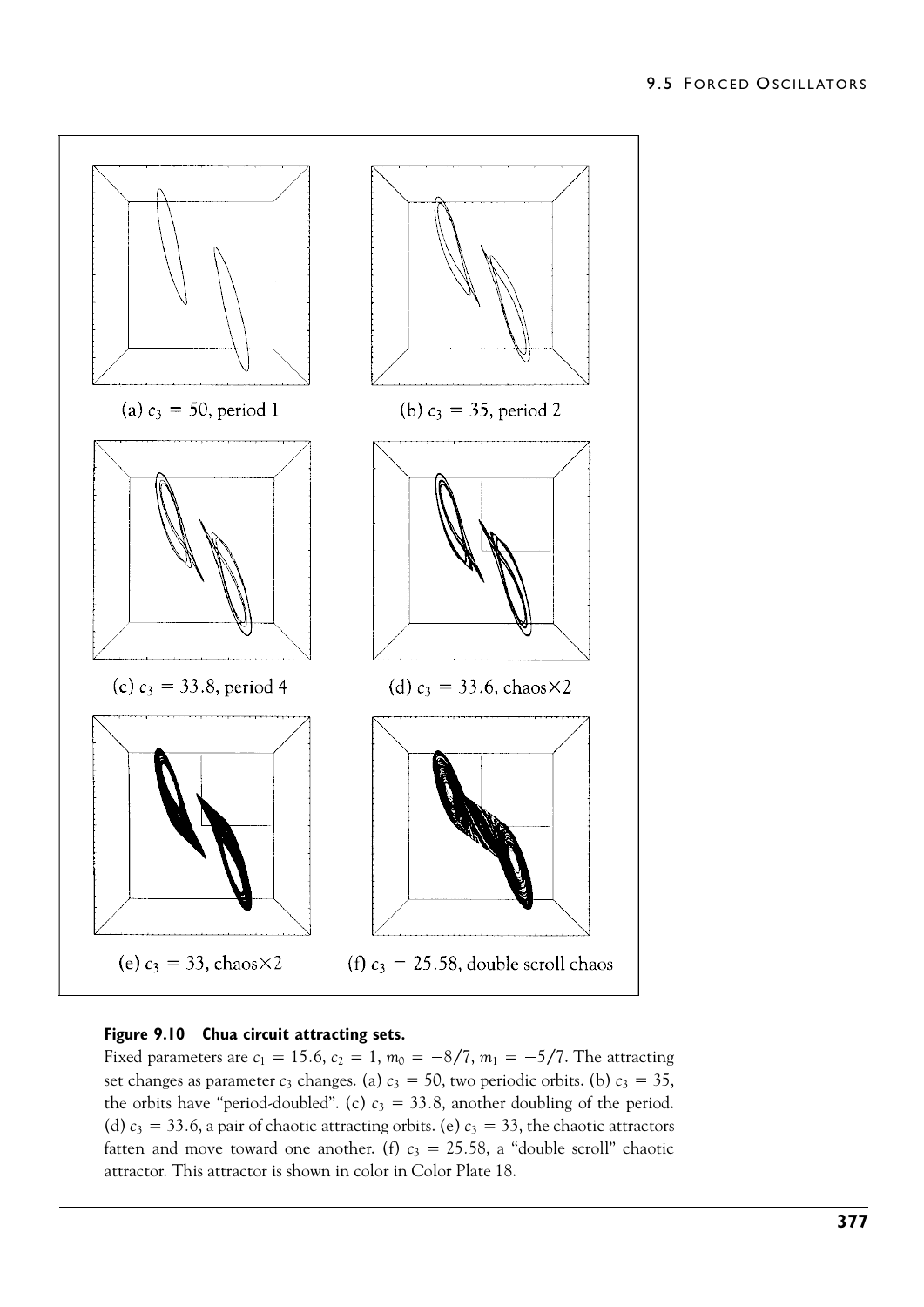(a) $c_3 = 50$, period 1

(b) $c_3 = 35$, period 2

(c) $c_3 = 33.8$, period 4

(d) $c_3 = 33.6$, chaos×2

(e) $c_3 = 33$, chaos×2

(f) $c_3 = 25.58$, double scroll chaos

**Figure 9.10 Chua circuit attracting sets.**

Fixed parameters are $c_1 = 15.6$, $c_2 = 1$, $m_0 = -8/7$, $m_1 = -5/7$. The attracting set changes as parameter $c_3$ changes. (a) $c_3 = 50$, two periodic orbits. (b) $c_3 = 35$, the orbits have "period-doubled". (c) $c_3 = 33.8$, another doubling of the period. (d) $c_3 = 33.6$, a pair of chaotic attracting orbits. (e) $c_3 = 33$, the chaotic attractors fatten and move toward one another. (f) $c_3 = 25.58$, a "double scroll" chaotic attractor. This attractor is shown in color in Color Plate 18.